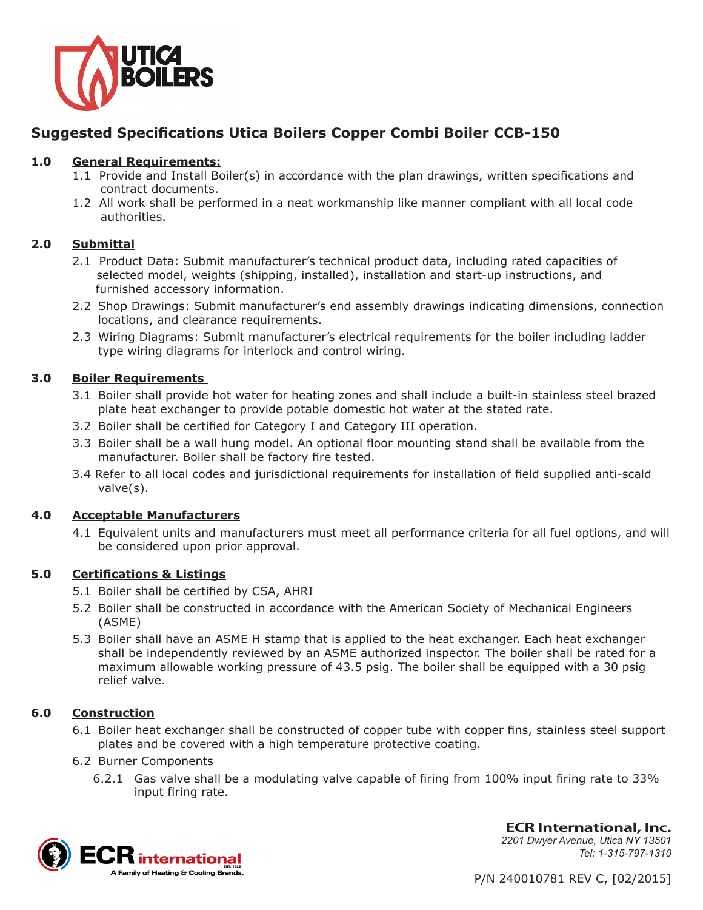# Suggested Specifications Utica Boilers Copper Combi Boiler CCB-150

## 1.0 General Requirements:

1.1 Provide and Install Boiler(s) in accordance with the plan drawings, written specifications and contract documents.

1.2 All work shall be performed in a neat workmanship like manner compliant with all local code authorities.

## 2.0 Submittal

2.1 Product Data: Submit manufacturer's technical product data, including rated capacities of selected model, weights (shipping, installed), installation and start-up instructions, and furnished accessory information.

2.2 Shop Drawings: Submit manufacturer's end assembly drawings indicating dimensions, connection locations, and clearance requirements.

2.3 Wiring Diagrams: Submit manufacturer's electrical requirements for the boiler including ladder type wiring diagrams for interlock and control wiring.

## 3.0 Boiler Requirements

3.1 Boiler shall provide hot water for heating zones and shall include a built-in stainless steel brazed plate heat exchanger to provide potable domestic hot water at the stated rate.

3.2 Boiler shall be certified for Category I and Category III operation.

3.3 Boiler shall be a wall hung model. An optional floor mounting stand shall be available from the manufacturer. Boiler shall be factory fire tested.

3.4 Refer to all local codes and jurisdictional requirements for installation of field supplied anti-scald valve(s).

## 4.0 Acceptable Manufacturers

4.1 Equivalent units and manufacturers must meet all performance criteria for all fuel options, and will be considered upon prior approval.

## 5.0 Certifications & Listings

5.1 Boiler shall be certified by CSA, AHRI

5.2 Boiler shall be constructed in accordance with the American Society of Mechanical Engineers (ASME)

5.3 Boiler shall have an ASME H stamp that is applied to the heat exchanger. Each heat exchanger shall be independently reviewed by an ASME authorized inspector. The boiler shall be rated for a maximum allowable working pressure of 43.5 psig. The boiler shall be equipped with a 30 psig relief valve.

## 6.0 Construction

6.1 Boiler heat exchanger shall be constructed of copper tube with copper fins, stainless steel support plates and be covered with a high temperature protective coating.

6.2 Burner Components

6.2.1 Gas valve shall be a modulating valve capable of firing from 100% input firing rate to 33% input firing rate.

**ECR International, Inc.**
*2201 Dwyer Avenue, Utica NY 13501*
*Tel: 1-315-797-1310*

P/N 240010781 REV C, [02/2015]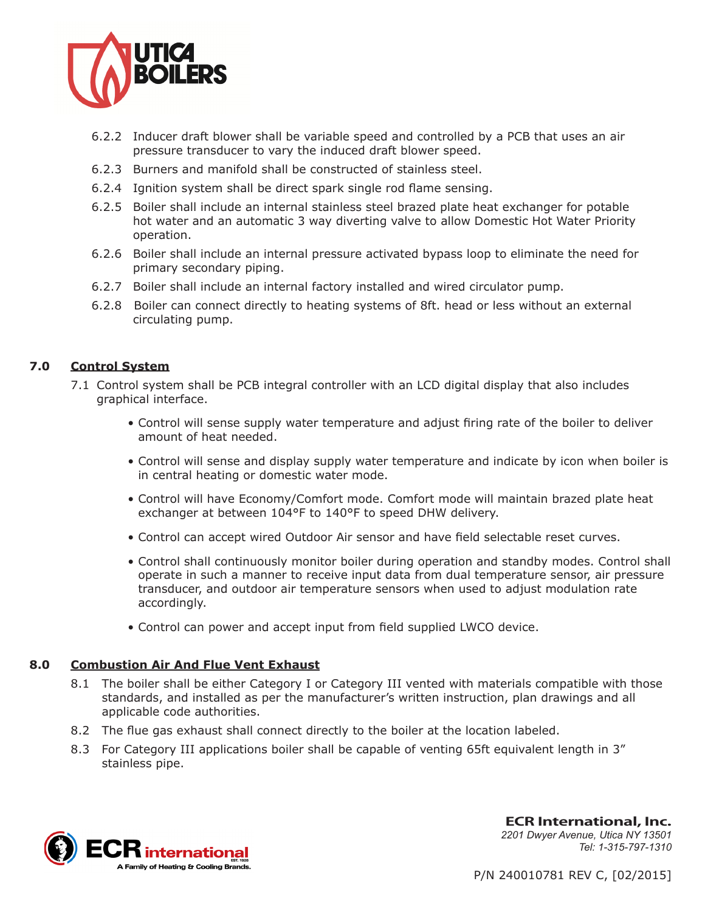6.2.2 Inducer draft blower shall be variable speed and controlled by a PCB that uses an air pressure transducer to vary the induced draft blower speed.

6.2.3 Burners and manifold shall be constructed of stainless steel.

6.2.4 Ignition system shall be direct spark single rod flame sensing.

6.2.5 Boiler shall include an internal stainless steel brazed plate heat exchanger for potable hot water and an automatic 3 way diverting valve to allow Domestic Hot Water Priority operation.

6.2.6 Boiler shall include an internal pressure activated bypass loop to eliminate the need for primary secondary piping.

6.2.7 Boiler shall include an internal factory installed and wired circulator pump.

6.2.8 Boiler can connect directly to heating systems of 8ft. head or less without an external circulating pump.

## 7.0 Control System

7.1 Control system shall be PCB integral controller with an LCD digital display that also includes graphical interface.

- Control will sense supply water temperature and adjust firing rate of the boiler to deliver amount of heat needed.
- Control will sense and display supply water temperature and indicate by icon when boiler is in central heating or domestic water mode.
- Control will have Economy/Comfort mode. Comfort mode will maintain brazed plate heat exchanger at between 104°F to 140°F to speed DHW delivery.
- Control can accept wired Outdoor Air sensor and have field selectable reset curves.
- Control shall continuously monitor boiler during operation and standby modes. Control shall operate in such a manner to receive input data from dual temperature sensor, air pressure transducer, and outdoor air temperature sensors when used to adjust modulation rate accordingly.
- Control can power and accept input from field supplied LWCO device.

## 8.0 Combustion Air And Flue Vent Exhaust

8.1 The boiler shall be either Category I or Category III vented with materials compatible with those standards, and installed as per the manufacturer's written instruction, plan drawings and all applicable code authorities.

8.2 The flue gas exhaust shall connect directly to the boiler at the location labeled.

8.3 For Category III applications boiler shall be capable of venting 65ft equivalent length in 3" stainless pipe.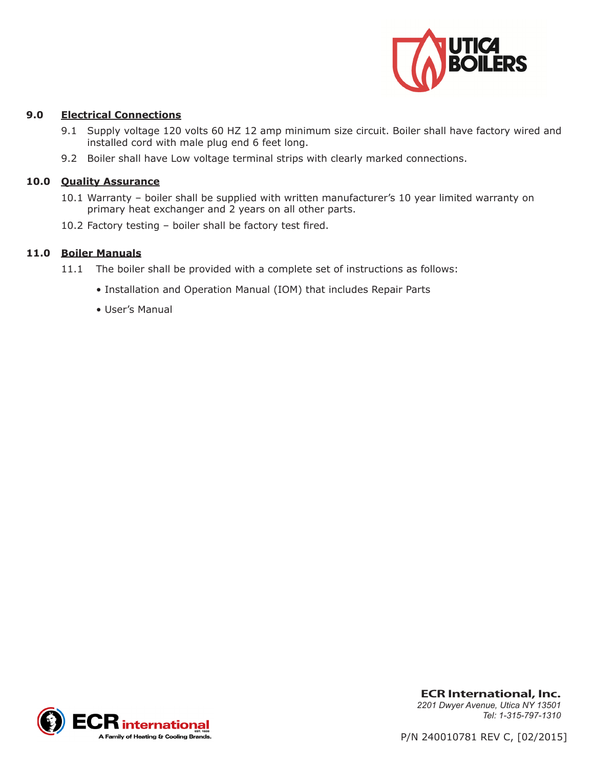## 9.0 Electrical Connections

9.1 Supply voltage 120 volts 60 HZ 12 amp minimum size circuit. Boiler shall have factory wired and installed cord with male plug end 6 feet long.

9.2 Boiler shall have Low voltage terminal strips with clearly marked connections.

## 10.0 Quality Assurance

10.1 Warranty – boiler shall be supplied with written manufacturer's 10 year limited warranty on primary heat exchanger and 2 years on all other parts.

10.2 Factory testing – boiler shall be factory test fired.

## 11.0 Boiler Manuals

11.1 The boiler shall be provided with a complete set of instructions as follows:

- Installation and Operation Manual (IOM) that includes Repair Parts
- User's Manual

**ECR International, Inc.**
*2201 Dwyer Avenue, Utica NY 13501*
*Tel: 1-315-797-1310*

P/N 240010781 REV C, [02/2015]